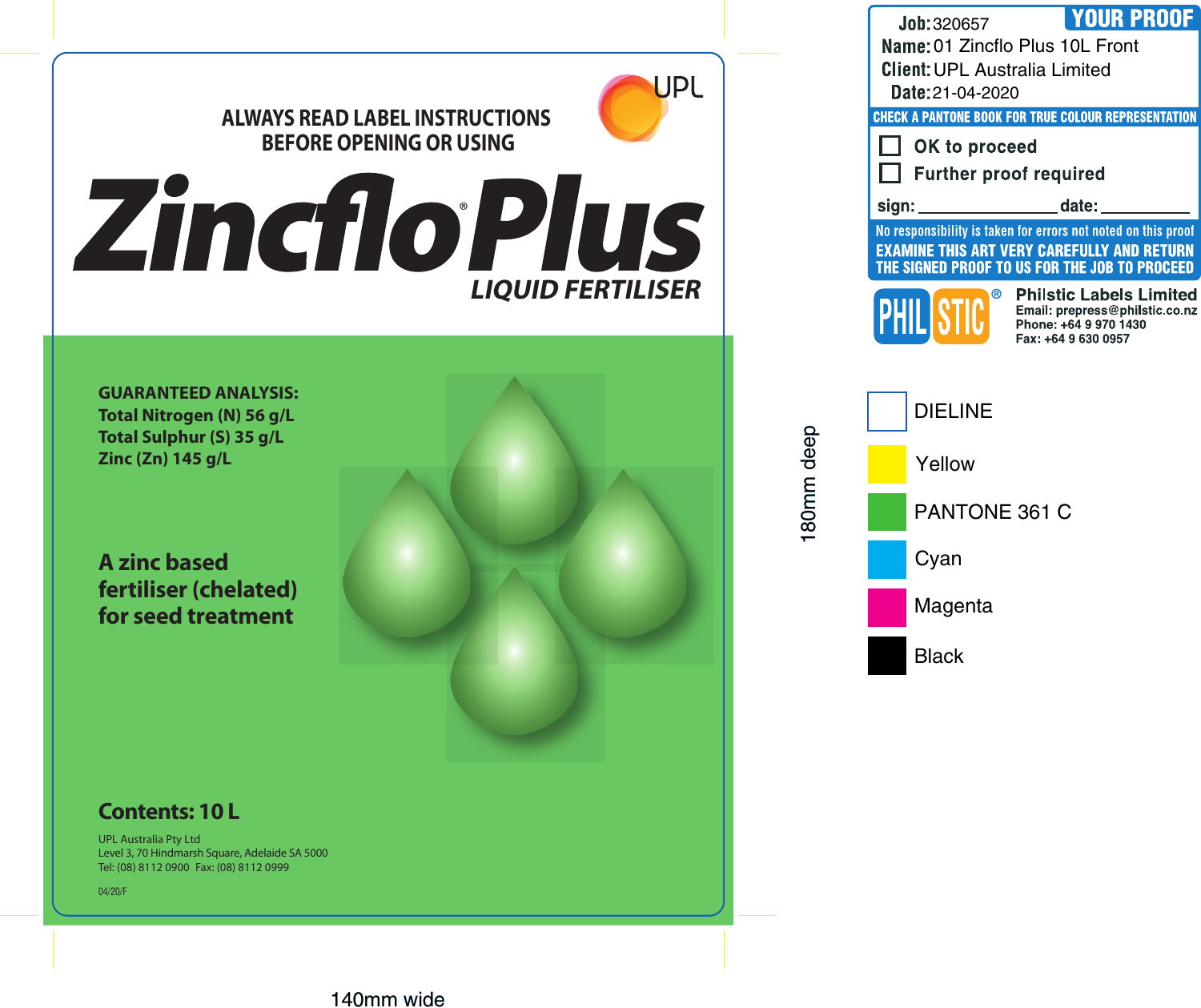ALWAYS READ LABEL INSTRUCTIONS
BEFORE OPENING OR USING

UPL

# Zinclo® Plus

**LIQUID FERTILISER**

**GUARANTEED ANALYSIS:**
**Total Nitrogen (N) 56 g/L**
**Total Sulphur (S) 35 g/L**
**Zinc (Zn) 145 g/L**

**A zinc based fertiliser (chelated) for seed treatment**

**Contents: 10 L**

UPL Australia Pty Ltd
Level 3, 70 Hindmarsh Square, Adelaide SA 5000
Tel: (08) 8112 0900 Fax: (08) 8112 0999

04/20/F

140mm wide

180mm deep

**Job:** 320657 **YOUR PROOF**
**Name:** 01 Zincflo Plus 10L Front
**Client:** UPL Australia Limited
**Date:** 21-04-2020

CHECK A PANTONE BOOK FOR TRUE COLOUR REPRESENTATION

- ☐ OK to proceed
- ☐ Further proof required

sign: _______________ date: __________

No responsibility is taken for errors not noted on this proof

**EXAMINE THIS ART VERY CAREFULLY AND RETURN THE SIGNED PROOF TO US FOR THE JOB TO PROCEED**

PHIL STIC®
**Philstic Labels Limited**
Email: prepress@philstic.co.nz
Phone: +64 9 970 1430
Fax: +64 9 630 0957

- DIELINE
- Yellow
- PANTONE 361 C
- Cyan
- Magenta
- Black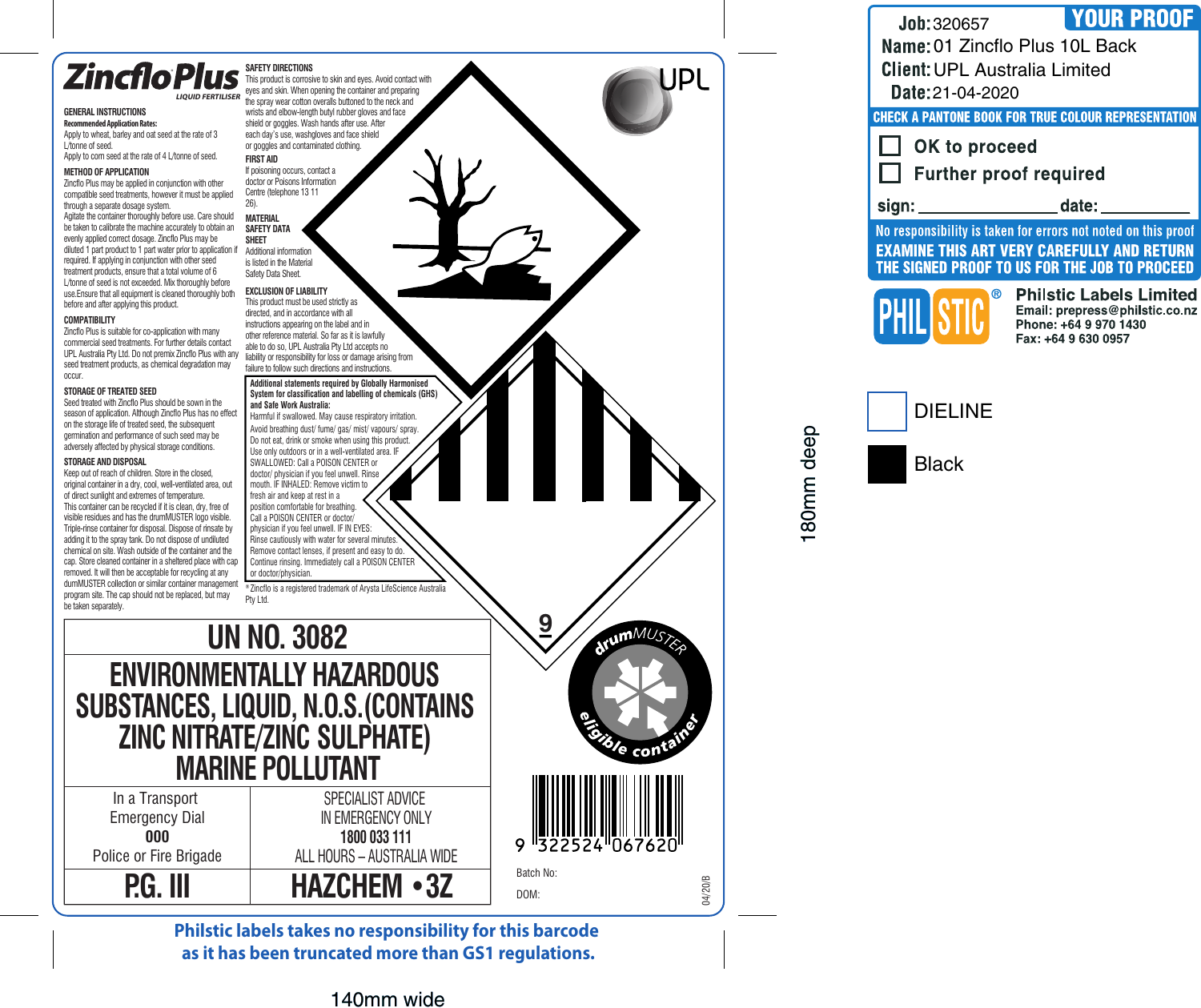# ZincfloPlus

LIQUID FERTILISER

UPL

## GENERAL INSTRUCTIONS

**Recommended Application Rates:**

Apply to wheat, barley and oat seed at the rate of 3 L/tonne of seed.

Apply to corn seed at the rate of 4 L/tonne of seed.

## METHOD OF APPLICATION

Zincflo Plus may be applied in conjunction with other compatible seed treatments, however it must be applied through a separate dosage system.

Agitate the container thoroughly before use. Care should be taken to calibrate the machine accurately to obtain an evenly applied correct dosage. Zincflo Plus may be diluted 1 part product to 1 part water prior to application if required. If applying in conjunction with other seed treatment products, ensure that a total volume of 6 L/tonne of seed is not exceeded. Mix thoroughly before use.Ensure that all equipment is cleaned thoroughly both before and after applying this product.

## COMPATIBILITY

Zincflo Plus is suitable for co-application with many commercial seed treatments. For further details contact UPL Australia Pty Ltd. Do not premix Zincflo Plus with any seed treatment products, as chemical degradation may occur.

## STORAGE OF TREATED SEED

Seed treated with Zincflo Plus should be sown in the season of application. Although Zincflo Plus has no effect on the storage life of treated seed, the subsequent germination and performance of such seed may be adversely affected by physical storage conditions.

## STORAGE AND DISPOSAL

Keep out of reach of children. Store in the closed, original container in a dry, cool, well-ventilated area, out of direct sunlight and extremes of temperature.

This container can be recycled if it is clean, dry, free of visible residues and has the drumMUSTER logo visible. Triple-rinse container for disposal. Dispose of rinsate by adding it to the spray tank. Do not dispose of undiluted chemical on site. Wash outside of the container and the cap. Store cleaned container in a sheltered place with cap removed. It will then be acceptable for recycling at any drumMUSTER collection or similar container management program site. The cap should not be replaced, but may be taken separately.

## SAFETY DIRECTIONS

This product is corrosive to skin and eyes. Avoid contact with eyes and skin. When opening the container and preparing the spray wear cotton overalls buttoned to the neck and wrists and elbow-length butyl rubber gloves and face shield or goggles. Wash hands after use. After each day's use, washgloves and face shield or goggles and contaminated clothing.

## FIRST AID

If poisoning occurs, contact a doctor or Poisons Information Centre (telephone 13 11 26).

## MATERIAL SAFETY DATA SHEET

Additional information is listed in the Material Safety Data Sheet.

## EXCLUSION OF LIABILITY

This product must be used strictly as directed, and in accordance with all instructions appearing on the label and in other reference material. So far as it is lawfully able to do so, UPL Australia Pty Ltd accepts no liability or responsibility for loss or damage arising from failure to follow such directions and instructions.

**Additional statements required by Globally Harmonised System for classification and labelling of chemicals (GHS) and Safe Work Australia:**

Harmful if swallowed. May cause respiratory irritation.

Avoid breathing dust/ fume/ gas/ mist/ vapours/ spray. Do not eat, drink or smoke when using this product. Use only outdoors or in a well-ventilated area. IF SWALLOWED: Call a POISON CENTER or doctor/ physician if you feel unwell. Rinse mouth. IF INHALED: Remove victim to fresh air and keep at rest in a position comfortable for breathing. Call a POISON CENTER or doctor/ physician if you feel unwell. IF IN EYES: Rinse cautiously with water for several minutes. Remove contact lenses, if present and easy to do. Continue rinsing. Immediately call a POISON CENTER or doctor/physician.

®Zincflo is a registered trademark of Arysta LifeScience Australia Pty Ltd.

9

| | |
|---|---|
| **UN NO. 3082** | |
| **ENVIRONMENTALLY HAZARDOUS SUBSTANCES, LIQUID, N.O.S.(CONTAINS ZINC NITRATE/ZINC SULPHATE) MARINE POLLUTANT** | |
| In a Transport Emergency Dial **000** Police or Fire Brigade | SPECIALIST ADVICE IN EMERGENCY ONLY **1800 033 111** ALL HOURS – AUSTRALIA WIDE |
| **P.G. III** | **HAZCHEM •3Z** |

drumMUSTER eligible container

9 322524 067620

Batch No:

DOM:

04/20/B

Philstic labels takes no responsibility for this barcode as it has been truncated more than GS1 regulations.

140mm wide

180mm deep

Job: 320657 **YOUR PROOF**

Name: 01 Zincflo Plus 10L Back

Client: UPL Australia Limited

Date: 21-04-2020

CHECK A PANTONE BOOK FOR TRUE COLOUR REPRESENTATION

☐ OK to proceed

☐ Further proof required

sign: ______________ date: __________

No responsibility is taken for errors not noted on this proof

**EXAMINE THIS ART VERY CAREFULLY AND RETURN THE SIGNED PROOF TO US FOR THE JOB TO PROCEED**

PHILSTIC®

**Philstic Labels Limited**

Email: prepress@philstic.co.nz

Phone: +64 9 970 1430

Fax: +64 9 630 0957

DIELINE

Black